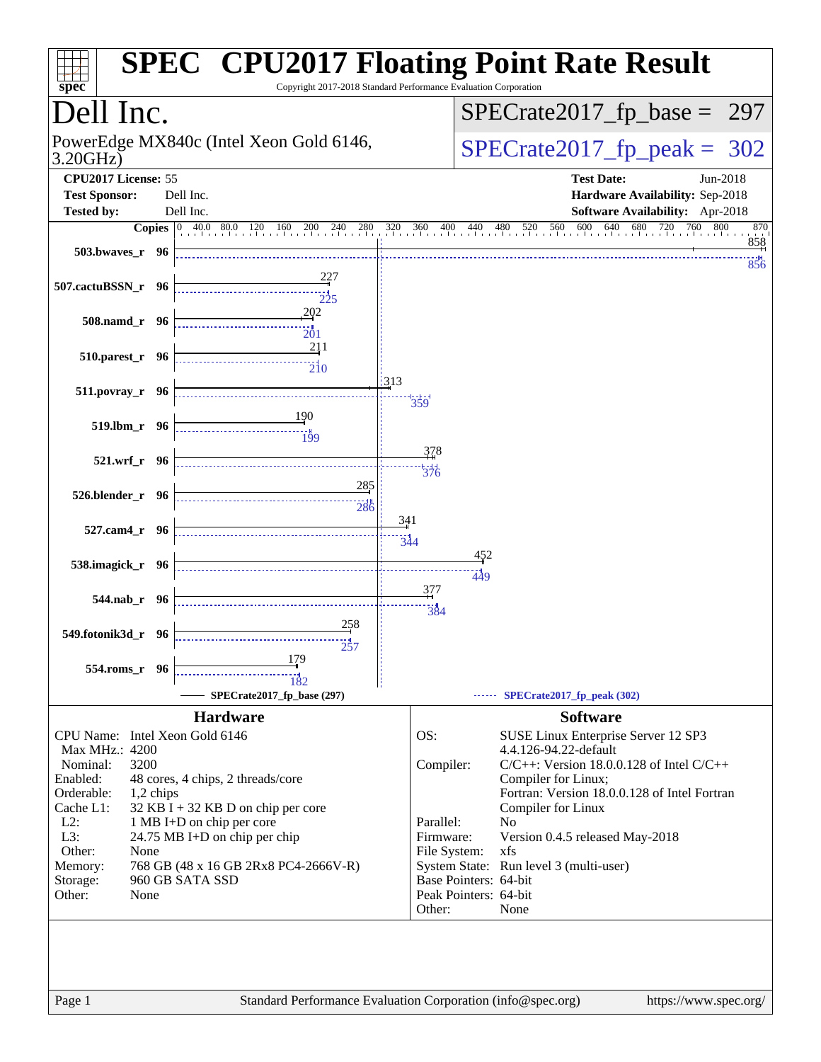# SPEC CPU2017 Floating Point Rate Result

Copyright 2017-2018 Standard Performance Evaluation Corporation

## Dell Inc.

PowerEdge MX840c (Intel Xeon Gold 6146, 3.20GHz)

SPECrate2017_fp_base = 297

SPECrate2017_fp_peak = 302

**CPU2017 License:** 55
**Test Sponsor:** Dell Inc.
**Tested by:** Dell Inc.

**Test Date:** Jun-2018
**Hardware Availability:** Sep-2018
**Software Availability:** Apr-2018

| Benchmark | Copies | Base | Peak |
|---|---|---|---|
| 503.bwaves_r | 96 | 858 | 856 |
| 507.cactuBSSN_r | 96 | 227 | 225 |
| 508.namd_r | 96 | 202 | 201 |
| 510.parest_r | 96 | 211 | 210 |
| 511.povray_r | 96 | 313 | 359 |
| 519.lbm_r | 96 | 190 | 199 |
| 521.wrf_r | 96 | 378 | 376 |
| 526.blender_r | 96 | 285 | 286 |
| 527.cam4_r | 96 | 341 | 344 |
| 538.imagick_r | 96 | 452 | 449 |
| 544.nab_r | 96 | 377 | 384 |
| 549.fotonik3d_r | 96 | 258 | 257 |
| 554.roms_r | 96 | 179 | 182 |

SPECrate2017_fp_base (297) — SPECrate2017_fp_peak (302)

### Hardware

| | |
|---|---|
| CPU Name: | Intel Xeon Gold 6146 |
| Max MHz.: | 4200 |
| Nominal: | 3200 |
| Enabled: | 48 cores, 4 chips, 2 threads/core |
| Orderable: | 1,2 chips |
| Cache L1: | 32 KB I + 32 KB D on chip per core |
| L2: | 1 MB I+D on chip per core |
| L3: | 24.75 MB I+D on chip per chip |
| Other: | None |
| Memory: | 768 GB (48 x 16 GB 2Rx8 PC4-2666V-R) |
| Storage: | 960 GB SATA SSD |
| Other: | None |

### Software

| | |
|---|---|
| OS: | SUSE Linux Enterprise Server 12 SP3 4.4.126-94.22-default |
| Compiler: | C/C++: Version 18.0.0.128 of Intel C/C++ Compiler for Linux; Fortran: Version 18.0.0.128 of Intel Fortran Compiler for Linux |
| Parallel: | No |
| Firmware: | Version 0.4.5 released May-2018 |
| File System: | xfs |
| System State: | Run level 3 (multi-user) |
| Base Pointers: | 64-bit |
| Peak Pointers: | 64-bit |
| Other: | None |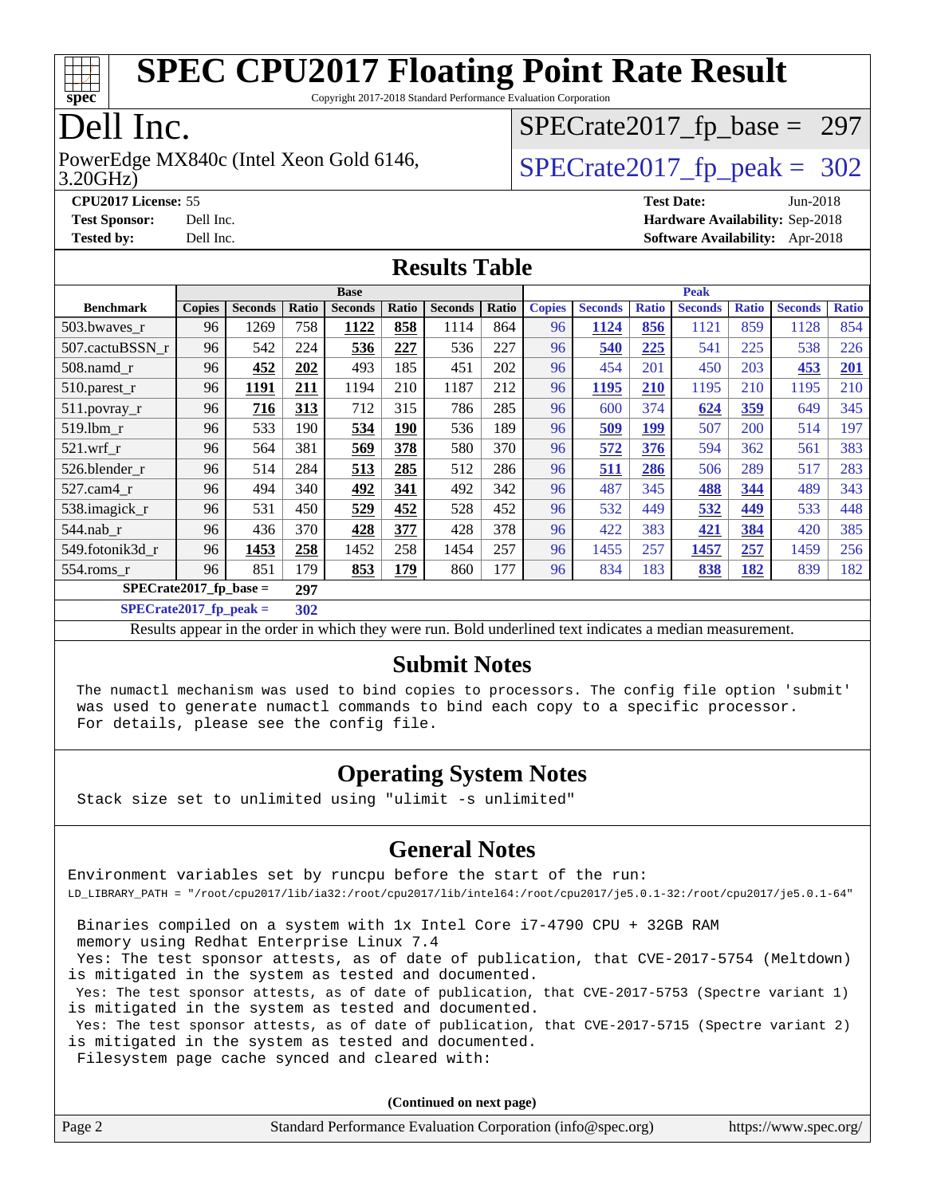# SPEC CPU2017 Floating Point Rate Result

Copyright 2017-2018 Standard Performance Evaluation Corporation

## Dell Inc.

PowerEdge MX840c (Intel Xeon Gold 6146, 3.20GHz)

SPECrate2017_fp_base = 297

SPECrate2017_fp_peak = 302

**CPU2017 License:** 55
**Test Sponsor:** Dell Inc.
**Tested by:** Dell Inc.

**Test Date:** Jun-2018
**Hardware Availability:** Sep-2018
**Software Availability:** Apr-2018

## Results Table

| | Base | | | | | | | Peak | | | | | | |
|---|---|---|---|---|---|---|---|---|---|---|---|---|---|---|
| **Benchmark** | **Copies** | **Seconds** | **Ratio** | **Seconds** | **Ratio** | **Seconds** | **Ratio** | **Copies** | **Seconds** | **Ratio** | **Seconds** | **Ratio** | **Seconds** | **Ratio** |
| 503.bwaves_r | 96 | 1269 | 758 | **1122** | **858** | 1114 | 864 | 96 | **1124** | **856** | 1121 | 859 | 1128 | 854 |
| 507.cactuBSSN_r | 96 | 542 | 224 | **536** | **227** | 536 | 227 | 96 | **540** | **225** | 541 | 225 | 538 | 226 |
| 508.namd_r | 96 | **452** | **202** | 493 | 185 | 451 | 202 | 96 | 454 | 201 | 450 | 203 | **453** | **201** |
| 510.parest_r | 96 | **1191** | **211** | 1194 | 210 | 1187 | 212 | 96 | **1195** | **210** | 1195 | 210 | 1195 | 210 |
| 511.povray_r | 96 | **716** | **313** | 712 | 315 | 786 | 285 | 96 | 600 | 374 | **624** | **359** | 649 | 345 |
| 519.lbm_r | 96 | 533 | 190 | **534** | **190** | 536 | 189 | 96 | **509** | **199** | 507 | 200 | 514 | 197 |
| 521.wrf_r | 96 | 564 | 381 | **569** | **378** | 580 | 370 | 96 | **572** | **376** | 594 | 362 | 561 | 383 |
| 526.blender_r | 96 | 514 | 284 | **513** | **285** | 512 | 286 | 96 | **511** | **286** | 506 | 289 | 517 | 283 |
| 527.cam4_r | 96 | 494 | 340 | **492** | **341** | 492 | 342 | 96 | 487 | 345 | **488** | **344** | 489 | 343 |
| 538.imagick_r | 96 | 531 | 450 | **529** | **452** | 528 | 452 | 96 | 532 | 449 | **532** | **449** | 533 | 448 |
| 544.nab_r | 96 | 436 | 370 | **428** | **377** | 428 | 378 | 96 | 422 | 383 | **421** | **384** | 420 | 385 |
| 549.fotonik3d_r | 96 | **1453** | **258** | 1452 | 258 | 1454 | 257 | 96 | 1455 | 257 | **1457** | **257** | 1459 | 256 |
| 554.roms_r | 96 | 851 | 179 | **853** | **179** | 860 | 177 | 96 | 834 | 183 | **838** | **182** | 839 | 182 |

**SPECrate2017_fp_base = 297**

**SPECrate2017_fp_peak = 302**

Results appear in the order in which they were run. Bold underlined text indicates a median measurement.

## Submit Notes

```
The numactl mechanism was used to bind copies to processors. The config file option 'submit'
was used to generate numactl commands to bind each copy to a specific processor.
For details, please see the config file.
```

## Operating System Notes

```
Stack size set to unlimited using "ulimit -s unlimited"
```

## General Notes

```
Environment variables set by runcpu before the start of the run:
LD_LIBRARY_PATH = "/root/cpu2017/lib/ia32:/root/cpu2017/lib/intel64:/root/cpu2017/je5.0.1-32:/root/cpu2017/je5.0.1-64"

 Binaries compiled on a system with 1x Intel Core i7-4790 CPU + 32GB RAM
 memory using Redhat Enterprise Linux 7.4
 Yes: The test sponsor attests, as of date of publication, that CVE-2017-5754 (Meltdown)
is mitigated in the system as tested and documented.
 Yes: The test sponsor attests, as of date of publication, that CVE-2017-5753 (Spectre variant 1)
is mitigated in the system as tested and documented.
 Yes: The test sponsor attests, as of date of publication, that CVE-2017-5715 (Spectre variant 2)
is mitigated in the system as tested and documented.
 Filesystem page cache synced and cleared with:
```

**(Continued on next page)**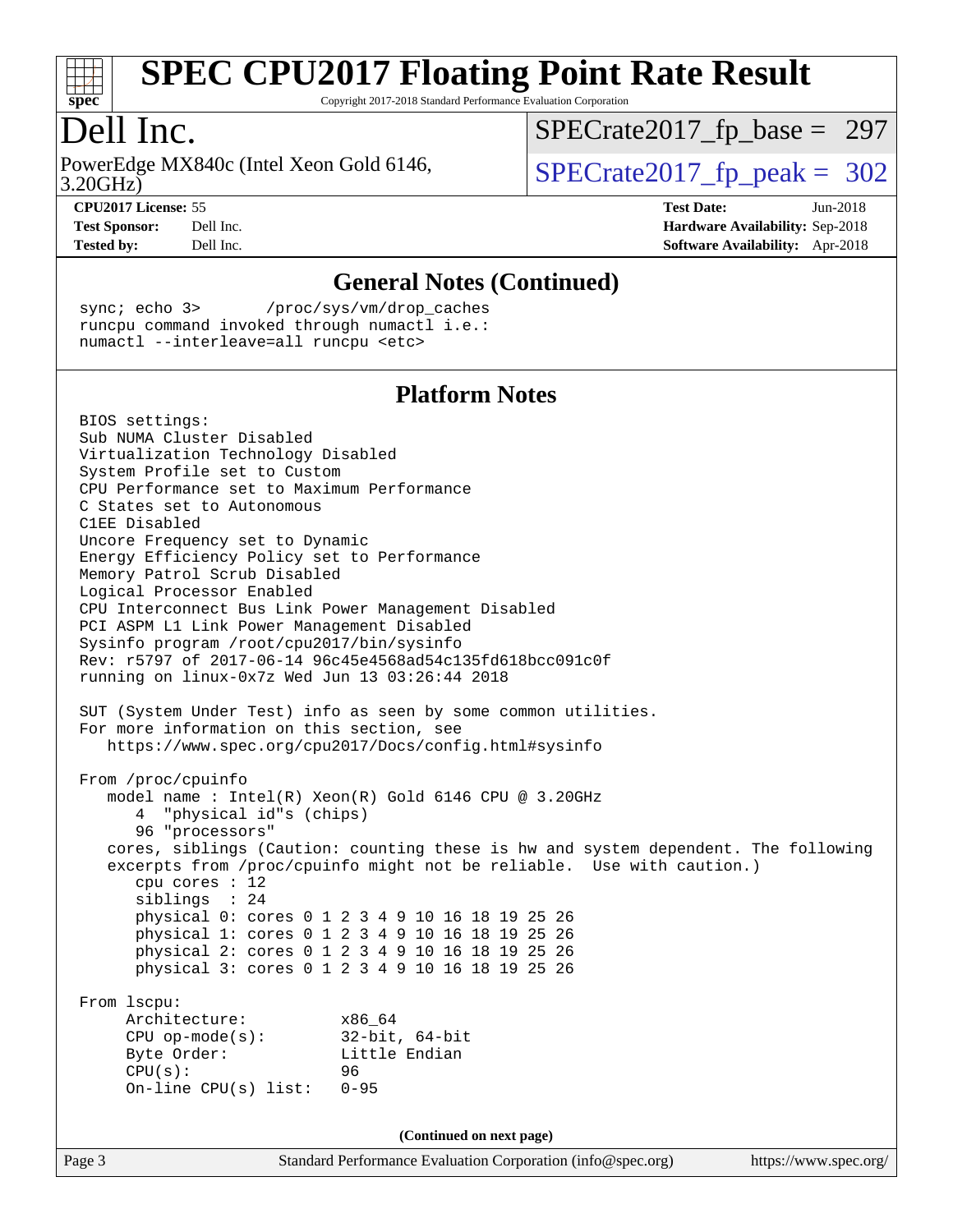# SPEC CPU2017 Floating Point Rate Result

Copyright 2017-2018 Standard Performance Evaluation Corporation

## Dell Inc.

PowerEdge MX840c (Intel Xeon Gold 6146, 3.20GHz)

SPECrate2017_fp_base = 297

SPECrate2017_fp_peak = 302

**CPU2017 License:** 55
**Test Sponsor:** Dell Inc.
**Tested by:** Dell Inc.

**Test Date:** Jun-2018
**Hardware Availability:** Sep-2018
**Software Availability:** Apr-2018

## General Notes (Continued)

```
sync; echo 3>       /proc/sys/vm/drop_caches
runcpu command invoked through numactl i.e.:
numactl --interleave=all runcpu <etc>
```

## Platform Notes

```
BIOS settings:
Sub NUMA Cluster Disabled
Virtualization Technology Disabled
System Profile set to Custom
CPU Performance set to Maximum Performance
C States set to Autonomous
C1EE Disabled
Uncore Frequency set to Dynamic
Energy Efficiency Policy set to Performance
Memory Patrol Scrub Disabled
Logical Processor Enabled
CPU Interconnect Bus Link Power Management Disabled
PCI ASPM L1 Link Power Management Disabled
Sysinfo program /root/cpu2017/bin/sysinfo
Rev: r5797 of 2017-06-14 96c45e4568ad54c135fd618bcc091c0f
running on linux-0x7z Wed Jun 13 03:26:44 2018

SUT (System Under Test) info as seen by some common utilities.
For more information on this section, see
   https://www.spec.org/cpu2017/Docs/config.html#sysinfo

From /proc/cpuinfo
   model name : Intel(R) Xeon(R) Gold 6146 CPU @ 3.20GHz
      4  "physical id"s (chips)
      96 "processors"
   cores, siblings (Caution: counting these is hw and system dependent. The following
   excerpts from /proc/cpuinfo might not be reliable.  Use with caution.)
      cpu cores : 12
      siblings  : 24
      physical 0: cores 0 1 2 3 4 9 10 16 18 19 25 26
      physical 1: cores 0 1 2 3 4 9 10 16 18 19 25 26
      physical 2: cores 0 1 2 3 4 9 10 16 18 19 25 26
      physical 3: cores 0 1 2 3 4 9 10 16 18 19 25 26

From lscpu:
     Architecture:          x86_64
     CPU op-mode(s):        32-bit, 64-bit
     Byte Order:            Little Endian
     CPU(s):                96
     On-line CPU(s) list:   0-95
```

(Continued on next page)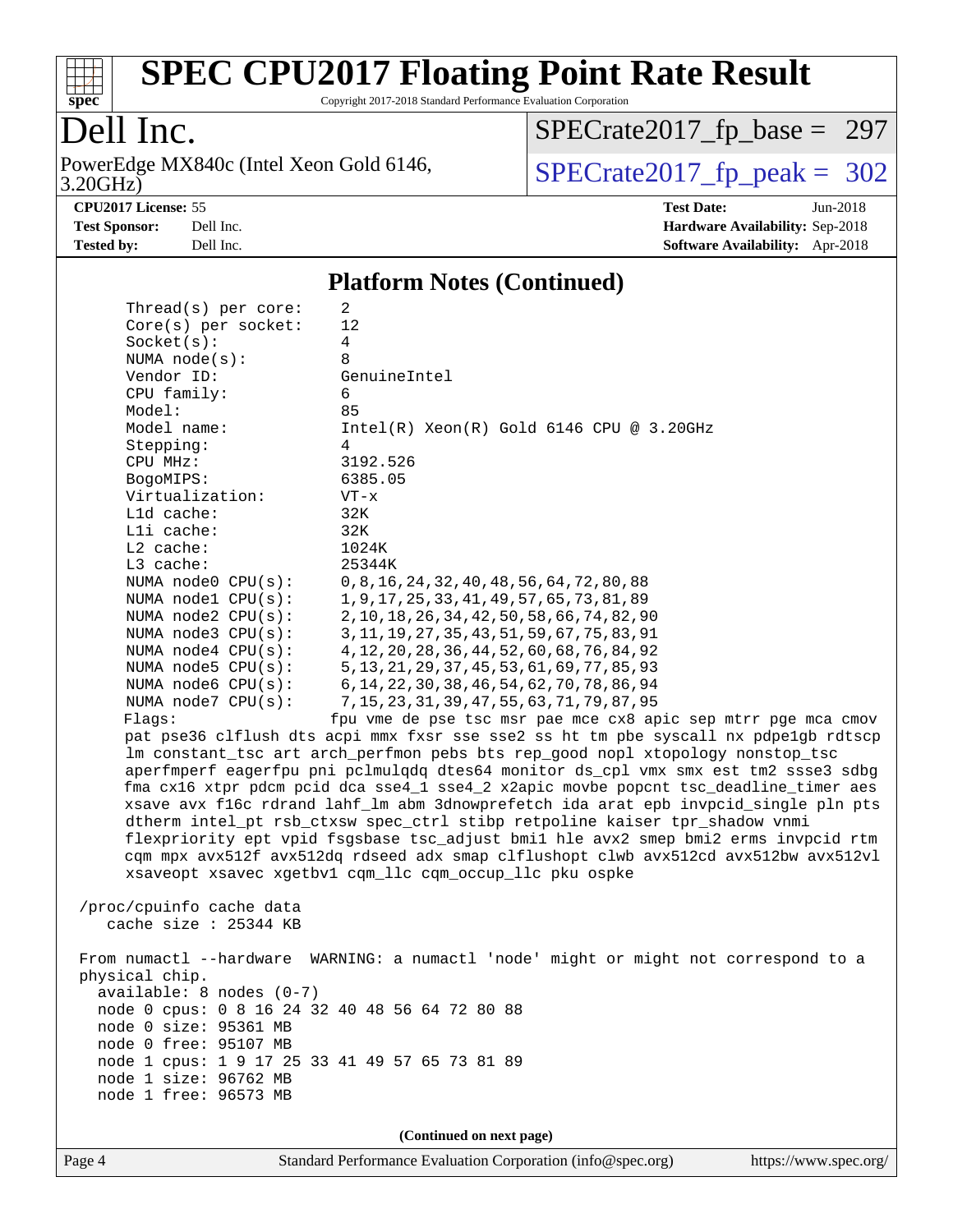# SPEC CPU2017 Floating Point Rate Result

Copyright 2017-2018 Standard Performance Evaluation Corporation

**Dell Inc.**

PowerEdge MX840c (Intel Xeon Gold 6146, 3.20GHz)

SPECrate2017_fp_base = 297

SPECrate2017_fp_peak = 302

**CPU2017 License:** 55
**Test Sponsor:** Dell Inc.
**Tested by:** Dell Inc.

**Test Date:** Jun-2018
**Hardware Availability:** Sep-2018
**Software Availability:** Apr-2018

## Platform Notes (Continued)

```
     Thread(s) per core:    2
     Core(s) per socket:    12
     Socket(s):             4
     NUMA node(s):          8
     Vendor ID:             GenuineIntel
     CPU family:            6
     Model:                 85
     Model name:            Intel(R) Xeon(R) Gold 6146 CPU @ 3.20GHz
     Stepping:              4
     CPU MHz:               3192.526
     BogoMIPS:              6385.05
     Virtualization:        VT-x
     L1d cache:             32K
     L1i cache:             32K
     L2 cache:              1024K
     L3 cache:              25344K
     NUMA node0 CPU(s):     0,8,16,24,32,40,48,56,64,72,80,88
     NUMA node1 CPU(s):     1,9,17,25,33,41,49,57,65,73,81,89
     NUMA node2 CPU(s):     2,10,18,26,34,42,50,58,66,74,82,90
     NUMA node3 CPU(s):     3,11,19,27,35,43,51,59,67,75,83,91
     NUMA node4 CPU(s):     4,12,20,28,36,44,52,60,68,76,84,92
     NUMA node5 CPU(s):     5,13,21,29,37,45,53,61,69,77,85,93
     NUMA node6 CPU(s):     6,14,22,30,38,46,54,62,70,78,86,94
     NUMA node7 CPU(s):     7,15,23,31,39,47,55,63,71,79,87,95
     Flags:                fpu vme de pse tsc msr pae mce cx8 apic sep mtrr pge mca cmov
     pat pse36 clflush dts acpi mmx fxsr sse sse2 ss ht tm pbe syscall nx pdpe1gb rdtscp
     lm constant_tsc art arch_perfmon pebs bts rep_good nopl xtopology nonstop_tsc
     aperfmperf eagerfpu pni pclmulqdq dtes64 monitor ds_cpl vmx smx est tm2 ssse3 sdbg
     fma cx16 xtpr pdcm pcid dca sse4_1 sse4_2 x2apic movbe popcnt tsc_deadline_timer aes
     xsave avx f16c rdrand lahf_lm abm 3dnowprefetch ida arat epb invpcid_single pln pts
     dtherm intel_pt rsb_ctxsw spec_ctrl stibp retpoline kaiser tpr_shadow vnmi
     flexpriority ept vpid fsgsbase tsc_adjust bmi1 hle avx2 smep bmi2 erms invpcid rtm
     cqm mpx avx512f avx512dq rdseed adx smap clflushopt clwb avx512cd avx512bw avx512vl
     xsaveopt xsavec xgetbv1 cqm_llc cqm_occup_llc pku ospke

 /proc/cpuinfo cache data
    cache size : 25344 KB

 From numactl --hardware  WARNING: a numactl 'node' might or might not correspond to a
 physical chip.
   available: 8 nodes (0-7)
   node 0 cpus: 0 8 16 24 32 40 48 56 64 72 80 88
   node 0 size: 95361 MB
   node 0 free: 95107 MB
   node 1 cpus: 1 9 17 25 33 41 49 57 65 73 81 89
   node 1 size: 96762 MB
   node 1 free: 96573 MB
```

**(Continued on next page)**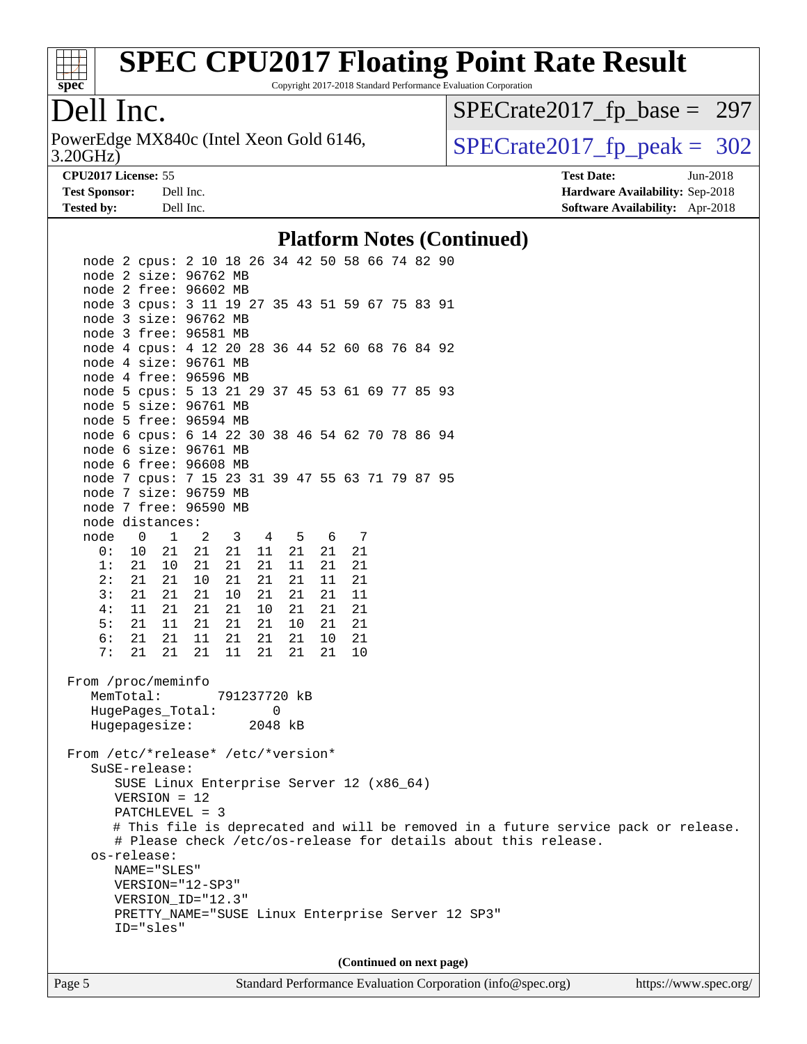# SPEC CPU2017 Floating Point Rate Result

Copyright 2017-2018 Standard Performance Evaluation Corporation

## Dell Inc.

PowerEdge MX840c (Intel Xeon Gold 6146, 3.20GHz)

SPECrate2017_fp_base = 297

SPECrate2017_fp_peak = 302

**CPU2017 License:** 55
**Test Sponsor:** Dell Inc.
**Tested by:** Dell Inc.

**Test Date:** Jun-2018
**Hardware Availability:** Sep-2018
**Software Availability:** Apr-2018

### Platform Notes (Continued)

```
    node 2 cpus: 2 10 18 26 34 42 50 58 66 74 82 90
    node 2 size: 96762 MB
    node 2 free: 96602 MB
    node 3 cpus: 3 11 19 27 35 43 51 59 67 75 83 91
    node 3 size: 96762 MB
    node 3 free: 96581 MB
    node 4 cpus: 4 12 20 28 36 44 52 60 68 76 84 92
    node 4 size: 96761 MB
    node 4 free: 96596 MB
    node 5 cpus: 5 13 21 29 37 45 53 61 69 77 85 93
    node 5 size: 96761 MB
    node 5 free: 96594 MB
    node 6 cpus: 6 14 22 30 38 46 54 62 70 78 86 94
    node 6 size: 96761 MB
    node 6 free: 96608 MB
    node 7 cpus: 7 15 23 31 39 47 55 63 71 79 87 95
    node 7 size: 96759 MB
    node 7 free: 96590 MB
    node distances:
    node   0   1   2   3   4   5   6   7
      0:  10  21  21  21  11  21  21  21
      1:  21  10  21  21  21  11  21  21
      2:  21  21  10  21  21  21  11  21
      3:  21  21  21  10  21  21  21  11
      4:  11  21  21  21  10  21  21  21
      5:  21  11  21  21  21  10  21  21
      6:  21  21  11  21  21  21  10  21
      7:  21  21  21  11  21  21  21  10

 From /proc/meminfo
    MemTotal:       791237720 kB
    HugePages_Total:       0
    Hugepagesize:       2048 kB

 From /etc/*release* /etc/*version*
    SuSE-release:
       SUSE Linux Enterprise Server 12 (x86_64)
       VERSION = 12
       PATCHLEVEL = 3
       # This file is deprecated and will be removed in a future service pack or release.
       # Please check /etc/os-release for details about this release.
    os-release:
       NAME="SLES"
       VERSION="12-SP3"
       VERSION_ID="12.3"
       PRETTY_NAME="SUSE Linux Enterprise Server 12 SP3"
       ID="sles"
```

(Continued on next page)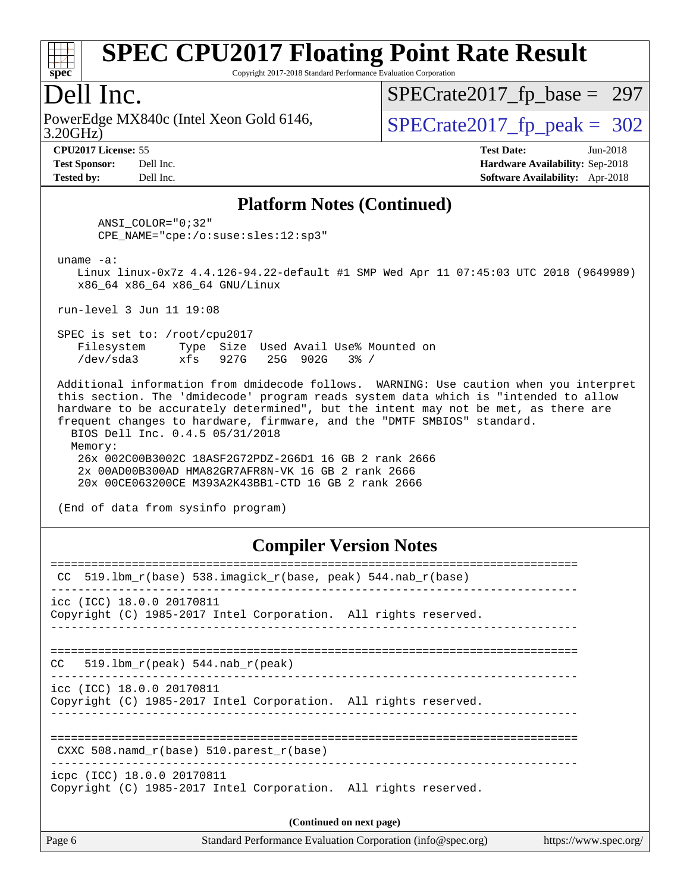# SPEC CPU2017 Floating Point Rate Result

Copyright 2017-2018 Standard Performance Evaluation Corporation

## Dell Inc.

PowerEdge MX840c (Intel Xeon Gold 6146, 3.20GHz)

SPECrate2017_fp_base = 297

SPECrate2017_fp_peak = 302

**CPU2017 License:** 55
**Test Sponsor:** Dell Inc.
**Tested by:** Dell Inc.
**Test Date:** Jun-2018
**Hardware Availability:** Sep-2018
**Software Availability:** Apr-2018

### Platform Notes (Continued)

```
      ANSI_COLOR="0;32"
      CPE_NAME="cpe:/o:suse:sles:12:sp3"

 uname -a:
    Linux linux-0x7z 4.4.126-94.22-default #1 SMP Wed Apr 11 07:45:03 UTC 2018 (9649989)
    x86_64 x86_64 x86_64 GNU/Linux

 run-level 3 Jun 11 19:08

 SPEC is set to: /root/cpu2017
    Filesystem     Type  Size  Used Avail Use% Mounted on
    /dev/sda3      xfs   927G   25G  902G   3% /

 Additional information from dmidecode follows.  WARNING: Use caution when you interpret
 this section. The 'dmidecode' program reads system data which is "intended to allow
 hardware to be accurately determined", but the intent may not be met, as there are
 frequent changes to hardware, firmware, and the "DMTF SMBIOS" standard.
   BIOS Dell Inc. 0.4.5 05/31/2018
   Memory:
     26x 002C00B3002C 18ASF2G72PDZ-2G6D1 16 GB 2 rank 2666
     2x 00AD00B300AD HMA82GR7AFR8N-VK 16 GB 2 rank 2666
     20x 00CE063200CE M393A2K43BB1-CTD 16 GB 2 rank 2666

 (End of data from sysinfo program)
```

### Compiler Version Notes

```
==============================================================================
 CC  519.lbm_r(base) 538.imagick_r(base, peak) 544.nab_r(base)
------------------------------------------------------------------------------
icc (ICC) 18.0.0 20170811
Copyright (C) 1985-2017 Intel Corporation.  All rights reserved.
------------------------------------------------------------------------------

==============================================================================
CC   519.lbm_r(peak) 544.nab_r(peak)
------------------------------------------------------------------------------
icc (ICC) 18.0.0 20170811
Copyright (C) 1985-2017 Intel Corporation.  All rights reserved.
------------------------------------------------------------------------------

==============================================================================
 CXXC 508.namd_r(base) 510.parest_r(base)
------------------------------------------------------------------------------
icpc (ICC) 18.0.0 20170811
Copyright (C) 1985-2017 Intel Corporation.  All rights reserved.
```

(Continued on next page)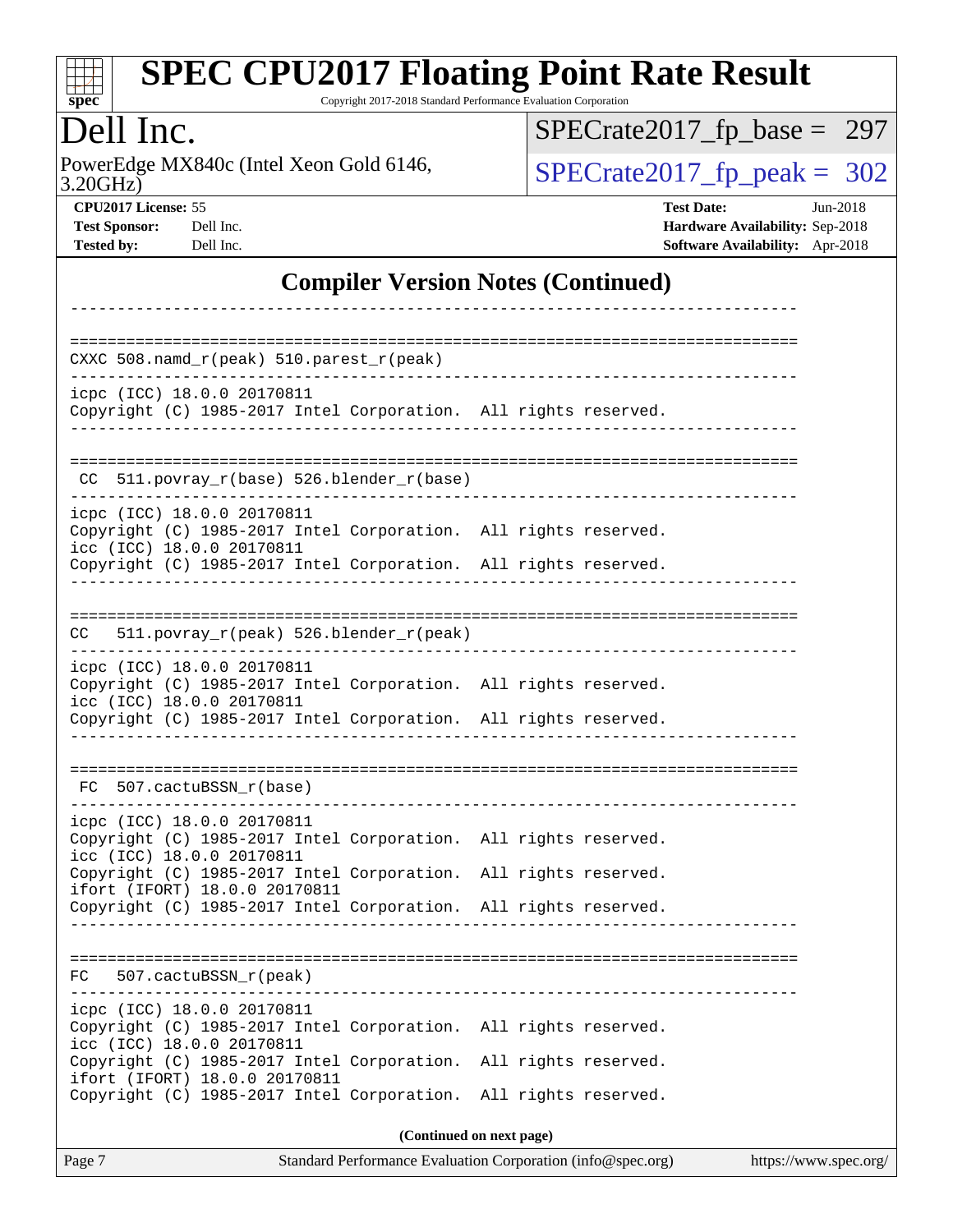## Compiler Version Notes (Continued)

```
------------------------------------------------------------------------------

==============================================================================
CXXC 508.namd_r(peak) 510.parest_r(peak)
------------------------------------------------------------------------------
icpc (ICC) 18.0.0 20170811
Copyright (C) 1985-2017 Intel Corporation.  All rights reserved.
------------------------------------------------------------------------------

==============================================================================
 CC  511.povray_r(base) 526.blender_r(base)
------------------------------------------------------------------------------
icpc (ICC) 18.0.0 20170811
Copyright (C) 1985-2017 Intel Corporation.  All rights reserved.
icc (ICC) 18.0.0 20170811
Copyright (C) 1985-2017 Intel Corporation.  All rights reserved.
------------------------------------------------------------------------------

==============================================================================
CC   511.povray_r(peak) 526.blender_r(peak)
------------------------------------------------------------------------------
icpc (ICC) 18.0.0 20170811
Copyright (C) 1985-2017 Intel Corporation.  All rights reserved.
icc (ICC) 18.0.0 20170811
Copyright (C) 1985-2017 Intel Corporation.  All rights reserved.
------------------------------------------------------------------------------

==============================================================================
 FC  507.cactuBSSN_r(base)
------------------------------------------------------------------------------
icpc (ICC) 18.0.0 20170811
Copyright (C) 1985-2017 Intel Corporation.  All rights reserved.
icc (ICC) 18.0.0 20170811
Copyright (C) 1985-2017 Intel Corporation.  All rights reserved.
ifort (IFORT) 18.0.0 20170811
Copyright (C) 1985-2017 Intel Corporation.  All rights reserved.
------------------------------------------------------------------------------

==============================================================================
FC   507.cactuBSSN_r(peak)
------------------------------------------------------------------------------
icpc (ICC) 18.0.0 20170811
Copyright (C) 1985-2017 Intel Corporation.  All rights reserved.
icc (ICC) 18.0.0 20170811
Copyright (C) 1985-2017 Intel Corporation.  All rights reserved.
ifort (IFORT) 18.0.0 20170811
Copyright (C) 1985-2017 Intel Corporation.  All rights reserved.
```

**(Continued on next page)**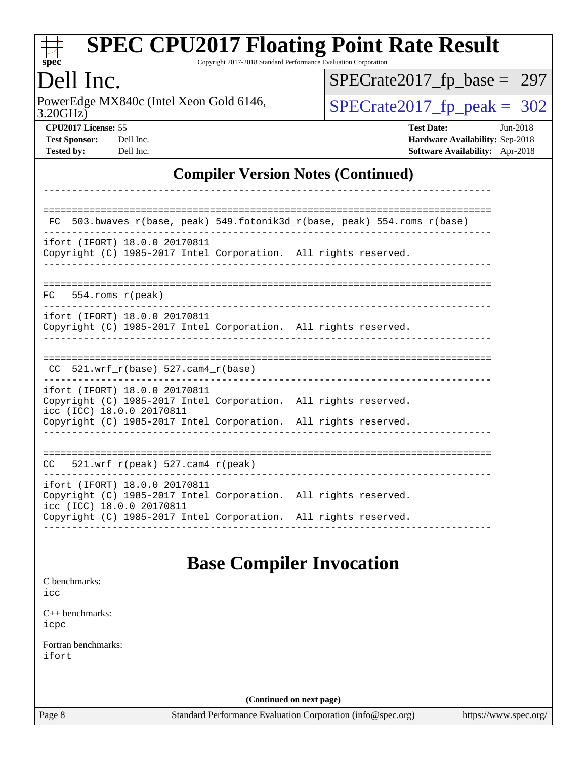## Compiler Version Notes (Continued)

```
------------------------------------------------------------------------------

==============================================================================
 FC  503.bwaves_r(base, peak) 549.fotonik3d_r(base, peak) 554.roms_r(base)
------------------------------------------------------------------------------
ifort (IFORT) 18.0.0 20170811
Copyright (C) 1985-2017 Intel Corporation.  All rights reserved.
------------------------------------------------------------------------------

==============================================================================
FC   554.roms_r(peak)
------------------------------------------------------------------------------
ifort (IFORT) 18.0.0 20170811
Copyright (C) 1985-2017 Intel Corporation.  All rights reserved.
------------------------------------------------------------------------------

==============================================================================
 CC  521.wrf_r(base) 527.cam4_r(base)
------------------------------------------------------------------------------
ifort (IFORT) 18.0.0 20170811
Copyright (C) 1985-2017 Intel Corporation.  All rights reserved.
icc (ICC) 18.0.0 20170811
Copyright (C) 1985-2017 Intel Corporation.  All rights reserved.
------------------------------------------------------------------------------

==============================================================================
CC   521.wrf_r(peak) 527.cam4_r(peak)
------------------------------------------------------------------------------
ifort (IFORT) 18.0.0 20170811
Copyright (C) 1985-2017 Intel Corporation.  All rights reserved.
icc (ICC) 18.0.0 20170811
Copyright (C) 1985-2017 Intel Corporation.  All rights reserved.
------------------------------------------------------------------------------
```

## Base Compiler Invocation

C benchmarks:
icc

C++ benchmarks:
icpc

Fortran benchmarks:
ifort

**(Continued on next page)**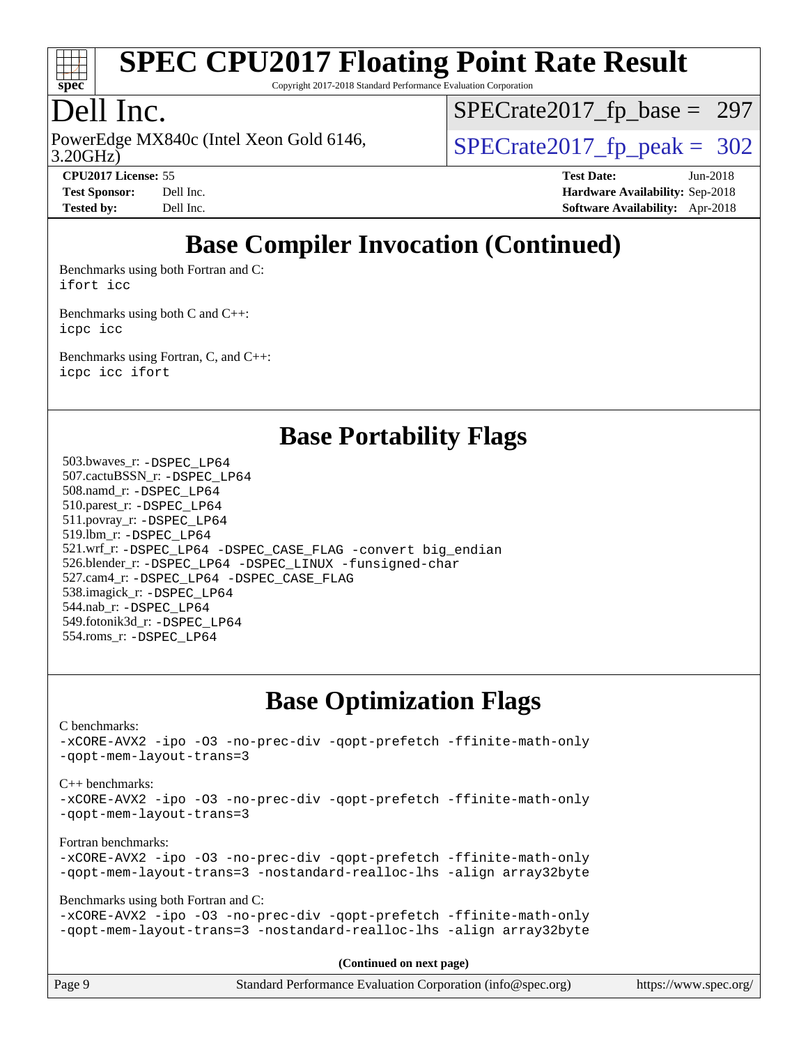## Base Compiler Invocation (Continued)

Benchmarks using both Fortran and C:
ifort icc

Benchmarks using both C and C++:
icpc icc

Benchmarks using Fortran, C, and C++:
icpc icc ifort

## Base Portability Flags

503.bwaves_r: -DSPEC_LP64
507.cactuBSSN_r: -DSPEC_LP64
508.namd_r: -DSPEC_LP64
510.parest_r: -DSPEC_LP64
511.povray_r: -DSPEC_LP64
519.lbm_r: -DSPEC_LP64
521.wrf_r: -DSPEC_LP64 -DSPEC_CASE_FLAG -convert big_endian
526.blender_r: -DSPEC_LP64 -DSPEC_LINUX -funsigned-char
527.cam4_r: -DSPEC_LP64 -DSPEC_CASE_FLAG
538.imagick_r: -DSPEC_LP64
544.nab_r: -DSPEC_LP64
549.fotonik3d_r: -DSPEC_LP64
554.roms_r: -DSPEC_LP64

## Base Optimization Flags

C benchmarks:
-xCORE-AVX2 -ipo -O3 -no-prec-div -qopt-prefetch -ffinite-math-only
-qopt-mem-layout-trans=3

C++ benchmarks:
-xCORE-AVX2 -ipo -O3 -no-prec-div -qopt-prefetch -ffinite-math-only
-qopt-mem-layout-trans=3

Fortran benchmarks:
-xCORE-AVX2 -ipo -O3 -no-prec-div -qopt-prefetch -ffinite-math-only
-qopt-mem-layout-trans=3 -nostandard-realloc-lhs -align array32byte

Benchmarks using both Fortran and C:
-xCORE-AVX2 -ipo -O3 -no-prec-div -qopt-prefetch -ffinite-math-only
-qopt-mem-layout-trans=3 -nostandard-realloc-lhs -align array32byte

**(Continued on next page)**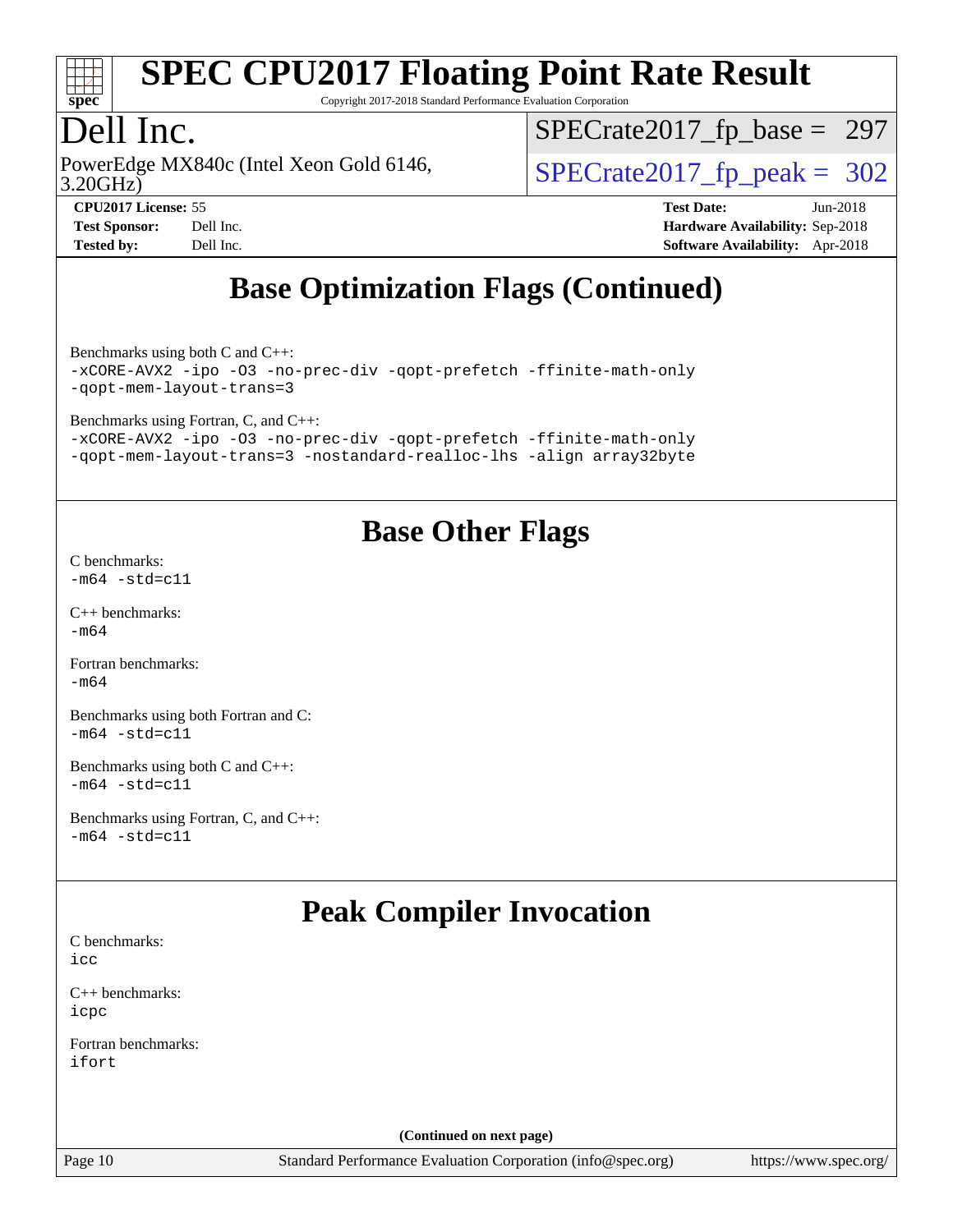## Base Optimization Flags (Continued)

Benchmarks using both C and C++:
```
-xCORE-AVX2 -ipo -O3 -no-prec-div -qopt-prefetch -ffinite-math-only
-qopt-mem-layout-trans=3
```

Benchmarks using Fortran, C, and C++:
```
-xCORE-AVX2 -ipo -O3 -no-prec-div -qopt-prefetch -ffinite-math-only
-qopt-mem-layout-trans=3 -nostandard-realloc-lhs -align array32byte
```

## Base Other Flags

C benchmarks:
```
-m64 -std=c11
```

C++ benchmarks:
```
-m64
```

Fortran benchmarks:
```
-m64
```

Benchmarks using both Fortran and C:
```
-m64 -std=c11
```

Benchmarks using both C and C++:
```
-m64 -std=c11
```

Benchmarks using Fortran, C, and C++:
```
-m64 -std=c11
```

## Peak Compiler Invocation

C benchmarks:
```
icc
```

C++ benchmarks:
```
icpc
```

Fortran benchmarks:
```
ifort
```

(Continued on next page)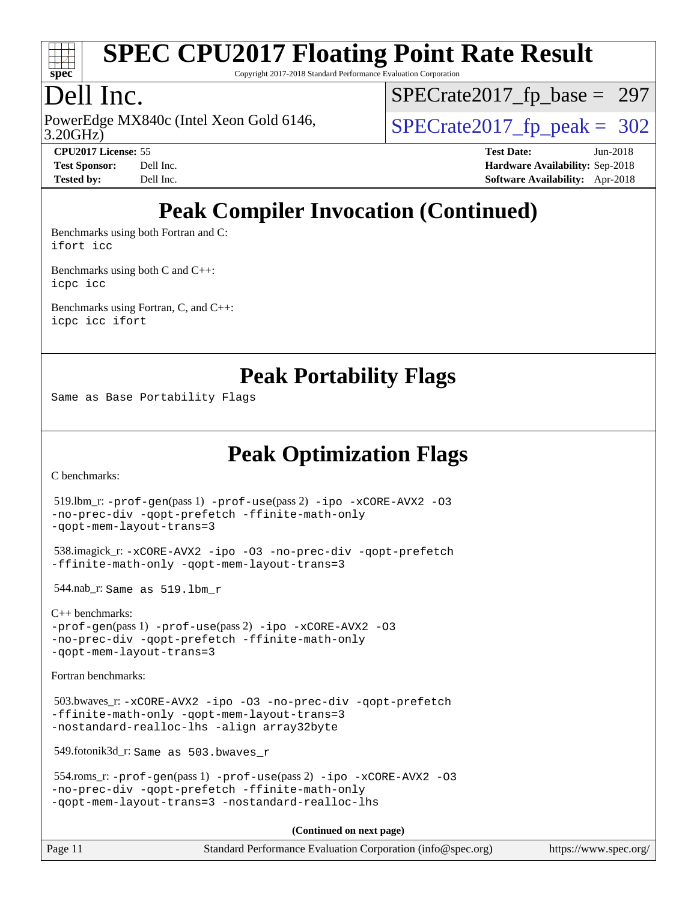# Peak Compiler Invocation (Continued)

Benchmarks using both Fortran and C:
`ifort icc`

Benchmarks using both C and C++:
`icpc icc`

Benchmarks using Fortran, C, and C++:
`icpc icc ifort`

# Peak Portability Flags

Same as Base Portability Flags

# Peak Optimization Flags

C benchmarks:

519.lbm_r: -prof-gen(pass 1) -prof-use(pass 2) -ipo -xCORE-AVX2 -O3 -no-prec-div -qopt-prefetch -ffinite-math-only -qopt-mem-layout-trans=3

538.imagick_r: -xCORE-AVX2 -ipo -O3 -no-prec-div -qopt-prefetch -ffinite-math-only -qopt-mem-layout-trans=3

544.nab_r: Same as 519.lbm_r

C++ benchmarks:
-prof-gen(pass 1) -prof-use(pass 2) -ipo -xCORE-AVX2 -O3 -no-prec-div -qopt-prefetch -ffinite-math-only -qopt-mem-layout-trans=3

Fortran benchmarks:

503.bwaves_r: -xCORE-AVX2 -ipo -O3 -no-prec-div -qopt-prefetch -ffinite-math-only -qopt-mem-layout-trans=3 -nostandard-realloc-lhs -align array32byte

549.fotonik3d_r: Same as 503.bwaves_r

554.roms_r: -prof-gen(pass 1) -prof-use(pass 2) -ipo -xCORE-AVX2 -O3 -no-prec-div -qopt-prefetch -ffinite-math-only -qopt-mem-layout-trans=3 -nostandard-realloc-lhs

(Continued on next page)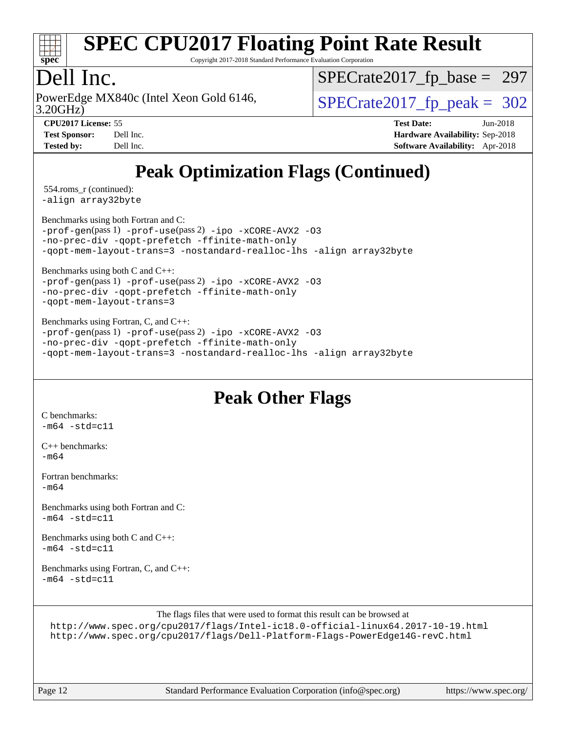# SPEC CPU2017 Floating Point Rate Result

Copyright 2017-2018 Standard Performance Evaluation Corporation

# Dell Inc.

PowerEdge MX840c (Intel Xeon Gold 6146, 3.20GHz)

SPECrate2017_fp_base = 297

SPECrate2017_fp_peak = 302

**CPU2017 License:** 55
**Test Sponsor:** Dell Inc.
**Tested by:** Dell Inc.

**Test Date:** Jun-2018
**Hardware Availability:** Sep-2018
**Software Availability:** Apr-2018

## Peak Optimization Flags (Continued)

554.roms_r (continued):
```
-align array32byte
```

Benchmarks using both Fortran and C:
```
-prof-gen(pass 1) -prof-use(pass 2) -ipo -xCORE-AVX2 -O3
-no-prec-div -qopt-prefetch -ffinite-math-only
-qopt-mem-layout-trans=3 -nostandard-realloc-lhs -align array32byte
```

Benchmarks using both C and C++:
```
-prof-gen(pass 1) -prof-use(pass 2) -ipo -xCORE-AVX2 -O3
-no-prec-div -qopt-prefetch -ffinite-math-only
-qopt-mem-layout-trans=3
```

Benchmarks using Fortran, C, and C++:
```
-prof-gen(pass 1) -prof-use(pass 2) -ipo -xCORE-AVX2 -O3
-no-prec-div -qopt-prefetch -ffinite-math-only
-qopt-mem-layout-trans=3 -nostandard-realloc-lhs -align array32byte
```

## Peak Other Flags

C benchmarks:
```
-m64 -std=c11
```

C++ benchmarks:
```
-m64
```

Fortran benchmarks:
```
-m64
```

Benchmarks using both Fortran and C:
```
-m64 -std=c11
```

Benchmarks using both C and C++:
```
-m64 -std=c11
```

Benchmarks using Fortran, C, and C++:
```
-m64 -std=c11
```

The flags files that were used to format this result can be browsed at
http://www.spec.org/cpu2017/flags/Intel-ic18.0-official-linux64.2017-10-19.html
http://www.spec.org/cpu2017/flags/Dell-Platform-Flags-PowerEdge14G-revC.html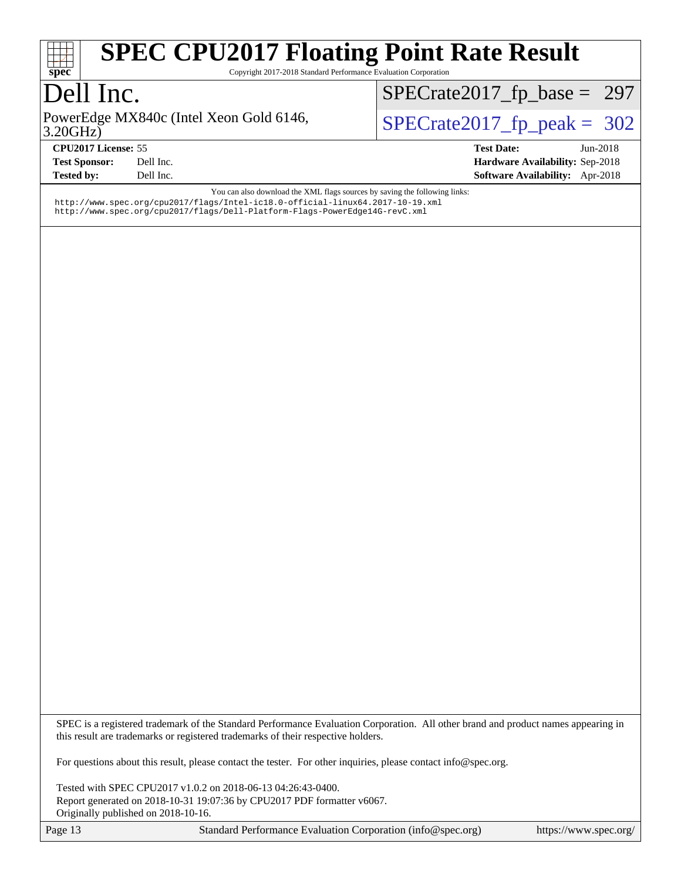# SPEC CPU2017 Floating Point Rate Result

Copyright 2017-2018 Standard Performance Evaluation Corporation

## Dell Inc.

PowerEdge MX840c (Intel Xeon Gold 6146, 3.20GHz)

SPECrate2017_fp_base = 297

SPECrate2017_fp_peak = 302

**CPU2017 License:** 55
**Test Sponsor:** Dell Inc.
**Tested by:** Dell Inc.

**Test Date:** Jun-2018
**Hardware Availability:** Sep-2018
**Software Availability:** Apr-2018

You can also download the XML flags sources by saving the following links:

```
http://www.spec.org/cpu2017/flags/Intel-ic18.0-official-linux64.2017-10-19.xml
http://www.spec.org/cpu2017/flags/Dell-Platform-Flags-PowerEdge14G-revC.xml
```

SPEC is a registered trademark of the Standard Performance Evaluation Corporation. All other brand and product names appearing in this result are trademarks or registered trademarks of their respective holders.

For questions about this result, please contact the tester. For other inquiries, please contact info@spec.org.

Tested with SPEC CPU2017 v1.0.2 on 2018-06-13 04:26:43-0400.
Report generated on 2018-10-31 19:07:36 by CPU2017 PDF formatter v6067.
Originally published on 2018-10-16.